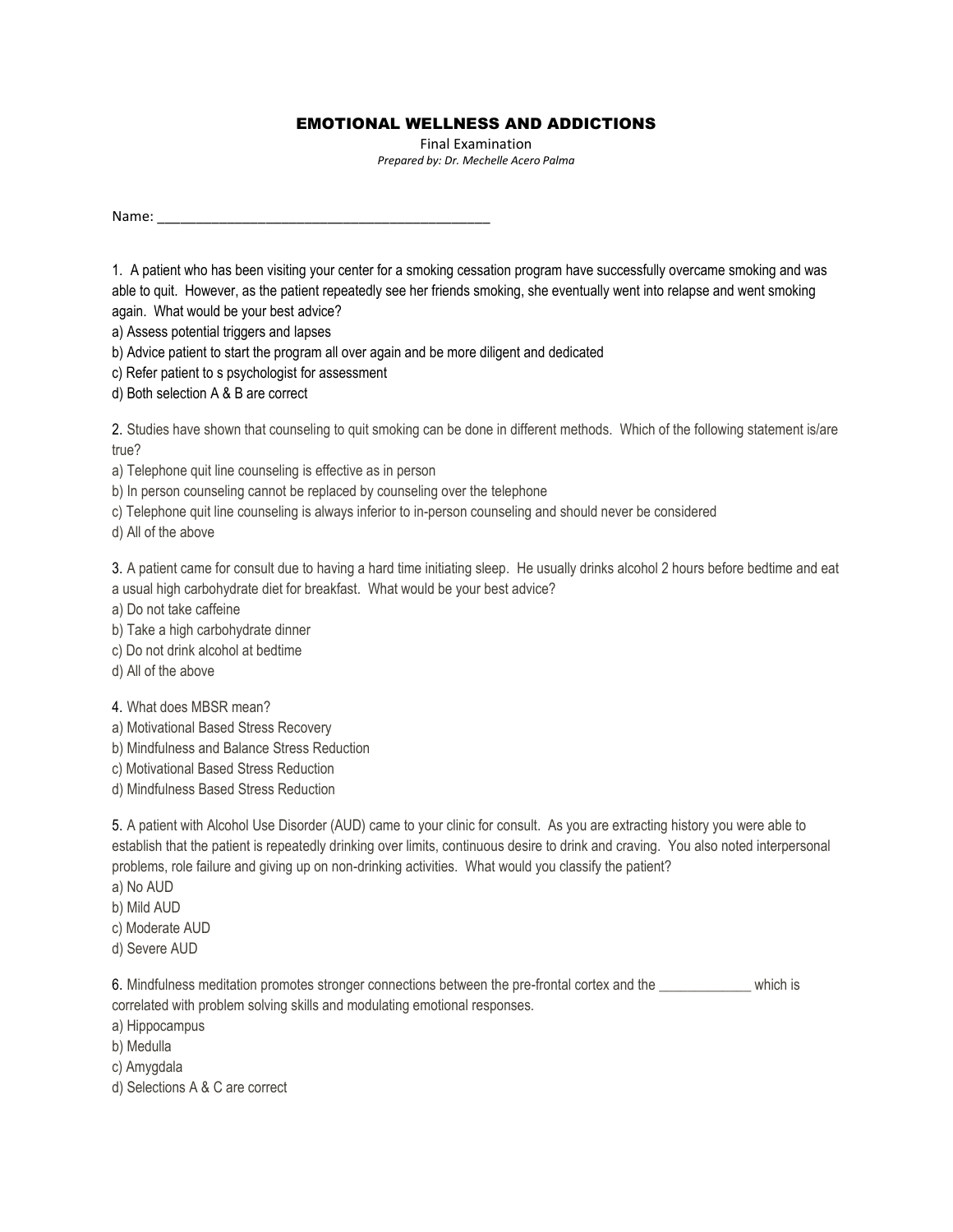# EMOTIONAL WELLNESS AND ADDICTIONS

Final Examination

*Prepared by: Dr. Mechelle Acero Palma*

Name: _______________________________________________

1. A patient who has been visiting your center for a smoking cessation program have successfully overcame smoking and was able to quit. However, as the patient repeatedly see her friends smoking, she eventually went into relapse and went smoking again. What would be your best advice?

a) Assess potential triggers and lapses
b) Advice patient to start the program all over again and be more diligent and dedicated
c) Refer patient to s psychologist for assessment
d) Both selection A & B are correct

2. Studies have shown that counseling to quit smoking can be done in different methods. Which of the following statement is/are true?

a) Telephone quit line counseling is effective as in person
b) In person counseling cannot be replaced by counseling over the telephone
c) Telephone quit line counseling is always inferior to in-person counseling and should never be considered
d) All of the above

3. A patient came for consult due to having a hard time initiating sleep. He usually drinks alcohol 2 hours before bedtime and eat a usual high carbohydrate diet for breakfast. What would be your best advice?

a) Do not take caffeine
b) Take a high carbohydrate dinner
c) Do not drink alcohol at bedtime
d) All of the above

4. What does MBSR mean?

a) Motivational Based Stress Recovery
b) Mindfulness and Balance Stress Reduction
c) Motivational Based Stress Reduction
d) Mindfulness Based Stress Reduction

5. A patient with Alcohol Use Disorder (AUD) came to your clinic for consult. As you are extracting history you were able to establish that the patient is repeatedly drinking over limits, continuous desire to drink and craving. You also noted interpersonal problems, role failure and giving up on non-drinking activities. What would you classify the patient?

a) No AUD
b) Mild AUD
c) Moderate AUD
d) Severe AUD

6. Mindfulness meditation promotes stronger connections between the pre-frontal cortex and the _____________ which is correlated with problem solving skills and modulating emotional responses.

a) Hippocampus
b) Medulla
c) Amygdala
d) Selections A & C are correct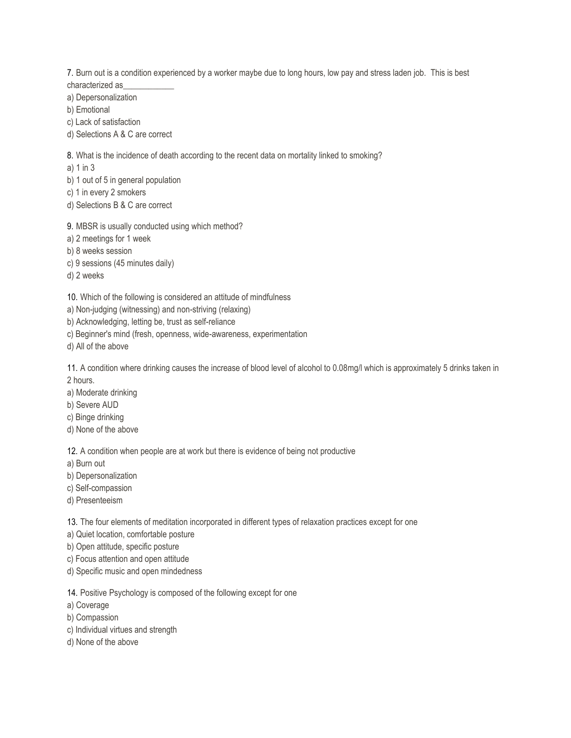7. Burn out is a condition experienced by a worker maybe due to long hours, low pay and stress laden job. This is best characterized as____________

a) Depersonalization
b) Emotional
c) Lack of satisfaction
d) Selections A & C are correct

8. What is the incidence of death according to the recent data on mortality linked to smoking?

a) 1 in 3
b) 1 out of 5 in general population
c) 1 in every 2 smokers
d) Selections B & C are correct

9. MBSR is usually conducted using which method?

a) 2 meetings for 1 week
b) 8 weeks session
c) 9 sessions (45 minutes daily)
d) 2 weeks

10. Which of the following is considered an attitude of mindfulness

a) Non-judging (witnessing) and non-striving (relaxing)
b) Acknowledging, letting be, trust as self-reliance
c) Beginner's mind (fresh, openness, wide-awareness, experimentation
d) All of the above

11. A condition where drinking causes the increase of blood level of alcohol to 0.08mg/l which is approximately 5 drinks taken in 2 hours.

a) Moderate drinking
b) Severe AUD
c) Binge drinking
d) None of the above

12. A condition when people are at work but there is evidence of being not productive

a) Burn out
b) Depersonalization
c) Self-compassion
d) Presenteeism

13. The four elements of meditation incorporated in different types of relaxation practices except for one

a) Quiet location, comfortable posture
b) Open attitude, specific posture
c) Focus attention and open attitude
d) Specific music and open mindedness

14. Positive Psychology is composed of the following except for one

a) Coverage
b) Compassion
c) Individual virtues and strength
d) None of the above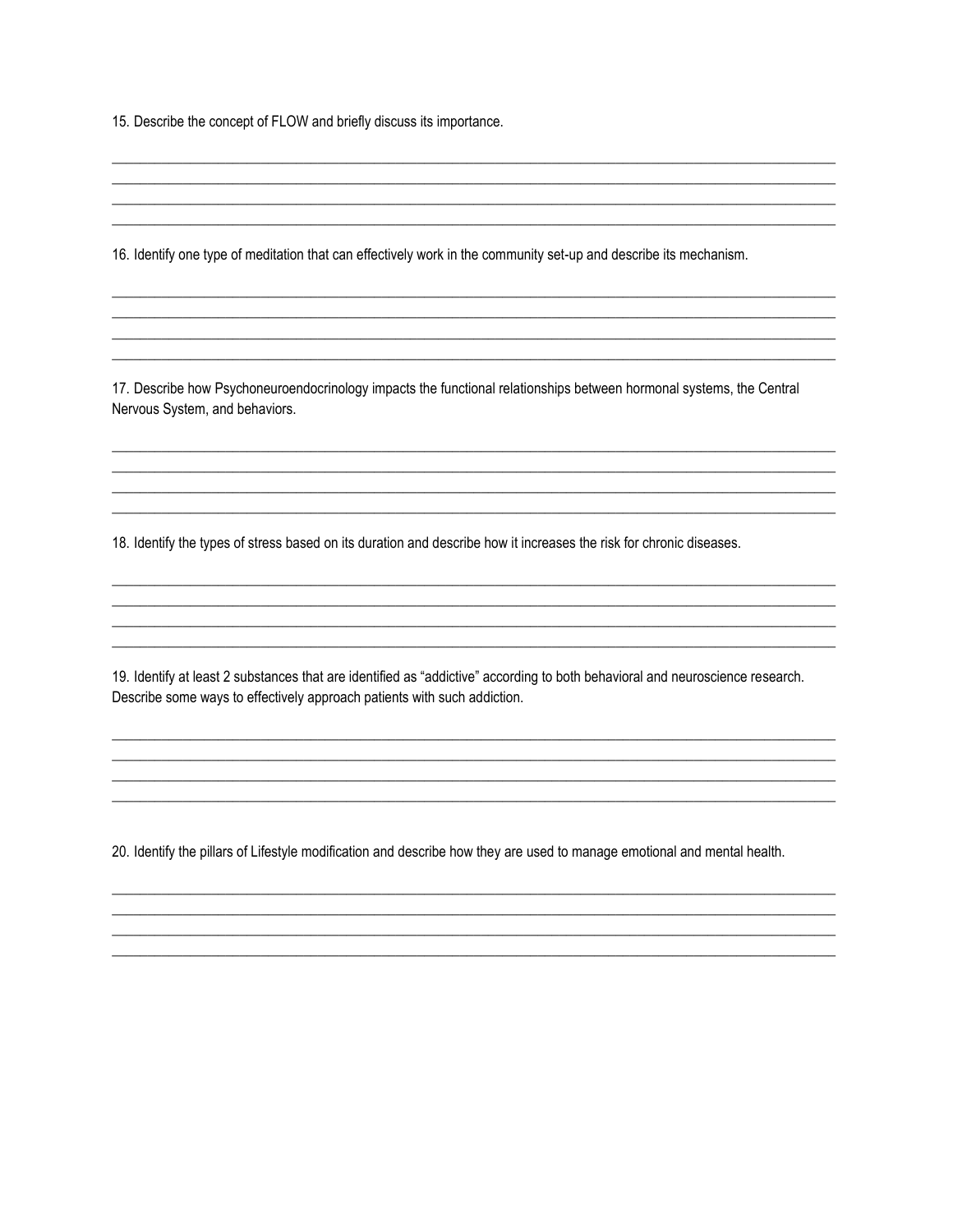15. Describe the concept of FLOW and briefly discuss its importance.

16. Identify one type of meditation that can effectively work in the community set-up and describe its mechanism.

17. Describe how Psychoneuroendocrinology impacts the functional relationships between hormonal systems, the Central Nervous System, and behaviors.

18. Identify the types of stress based on its duration and describe how it increases the risk for chronic diseases.

19. Identify at least 2 substances that are identified as "addictive" according to both behavioral and neuroscience research. Describe some ways to effectively approach patients with such addiction.

20. Identify the pillars of Lifestyle modification and describe how they are used to manage emotional and mental health.